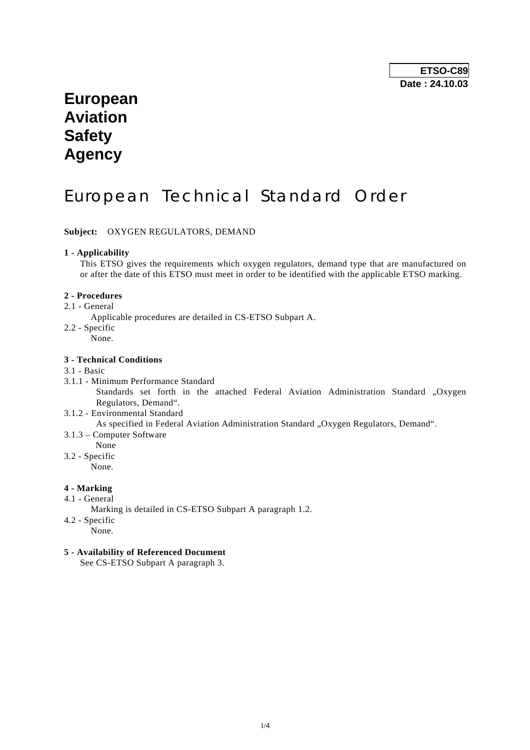**ETSO-C89**
**Date : 24.10.03**

# European Aviation Safety Agency

# European Technical Standard Order

**Subject:** OXYGEN REGULATORS, DEMAND

**1 - Applicability**

This ETSO gives the requirements which oxygen regulators, demand type that are manufactured on or after the date of this ETSO must meet in order to be identified with the applicable ETSO marking.

**2 - Procedures**

2.1 - General

Applicable procedures are detailed in CS-ETSO Subpart A.

2.2 - Specific

None.

**3 - Technical Conditions**

3.1 - Basic

3.1.1 - Minimum Performance Standard

Standards set forth in the attached Federal Aviation Administration Standard „Oxygen Regulators, Demand".

3.1.2 - Environmental Standard

As specified in Federal Aviation Administration Standard „Oxygen Regulators, Demand".

3.1.3 – Computer Software

None

3.2 - Specific

None.

**4 - Marking**

4.1 - General

Marking is detailed in CS-ETSO Subpart A paragraph 1.2.

4.2 - Specific

None.

**5 - Availability of Referenced Document**

See CS-ETSO Subpart A paragraph 3.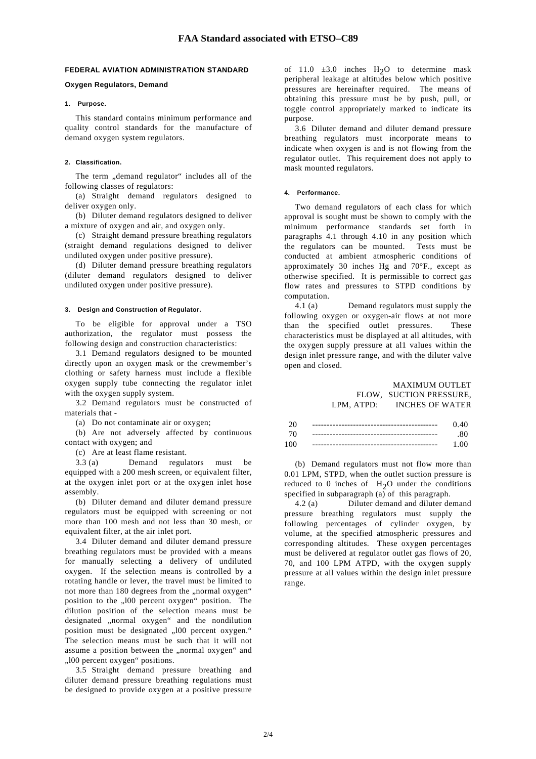### FEDERAL AVIATION ADMINISTRATION STANDARD

**Oxygen Regulators, Demand**

#### 1. Purpose.

This standard contains minimum performance and quality control standards for the manufacture of demand oxygen system regulators.

#### 2. Classification.

The term „demand regulator" includes all of the following classes of regulators:

(a) Straight demand regulators designed to deliver oxygen only.

(b) Diluter demand regulators designed to deliver a mixture of oxygen and air, and oxygen only.

(c) Straight demand pressure breathing regulators (straight demand regulations designed to deliver undiluted oxygen under positive pressure).

(d) Diluter demand pressure breathing regulators (diluter demand regulators designed to deliver undiluted oxygen under positive pressure).

#### 3. Design and Construction of Regulator.

To be eligible for approval under a TSO authorization, the regulator must possess the following design and construction characteristics:

3.1 Demand regulators designed to be mounted directly upon an oxygen mask or the crewmember's clothing or safety harness must include a flexible oxygen supply tube connecting the regulator inlet with the oxygen supply system.

3.2 Demand regulators must be constructed of materials that -

(a) Do not contaminate air or oxygen;

(b) Are not adversely affected by continuous contact with oxygen; and

(c) Are at least flame resistant.

3.3 (a) Demand regulators must be equipped with a 200 mesh screen, or equivalent filter, at the oxygen inlet port or at the oxygen inlet hose assembly.

(b) Diluter demand and diluter demand pressure regulators must be equipped with screening or not more than 100 mesh and not less than 30 mesh, or equivalent filter, at the air inlet port.

3.4 Diluter demand and diluter demand pressure breathing regulators must be provided with a means for manually selecting a delivery of undiluted oxygen. If the selection means is controlled by a rotating handle or lever, the travel must be limited to not more than 180 degrees from the „normal oxygen" position to the „l00 percent oxygen" position. The dilution position of the selection means must be designated „normal oxygen" and the nondilution position must be designated „l00 percent oxygen." The selection means must be such that it will not assume a position between the „normal oxygen" and „l00 percent oxygen" positions.

3.5 Straight demand pressure breathing and diluter demand pressure breathing regulations must be designed to provide oxygen at a positive pressure of 11.0 ±3.0 inches $H_2O$ to determine mask peripheral leakage at altitudes below which positive pressures are hereinafter required. The means of obtaining this pressure must be by push, pull, or toggle control appropriately marked to indicate its purpose.

3.6 Diluter demand and diluter demand pressure breathing regulators must incorporate means to indicate when oxygen is and is not flowing from the regulator outlet. This requirement does not apply to mask mounted regulators.

#### 4. Performance.

Two demand regulators of each class for which approval is sought must be shown to comply with the minimum performance standards set forth in paragraphs 4.1 through 4.10 in any position which the regulators can be mounted. Tests must be conducted at ambient atmospheric conditions of approximately 30 inches Hg and 70°F., except as otherwise specified. It is permissible to correct gas flow rates and pressures to STPD conditions by computation.

4.1 (a) Demand regulators must supply the following oxygen or oxygen-air flows at not more than the specified outlet pressures. These characteristics must be displayed at all altitudes, with the oxygen supply pressure at al1 values within the design inlet pressure range, and with the diluter valve open and closed.

| FLOW, LPM, ATPD: | MAXIMUM OUTLET SUCTION PRESSURE, INCHES OF WATER |
|---|---|
| 20 | 0.40 |
| 70 | .80 |
| 100 | 1.00 |

(b) Demand regulators must not flow more than 0.01 LPM, STPD, when the outlet suction pressure is reduced to 0 inches of $H_2O$ under the conditions specified in subparagraph (a) of this paragraph.

4.2 (a) Diluter demand and diluter demand pressure breathing regulators must supply the following percentages of cylinder oxygen, by volume, at the specified atmospheric pressures and corresponding altitudes. These oxygen percentages must be delivered at regulator outlet gas flows of 20, 70, and 100 LPM ATPD, with the oxygen supply pressure at all values within the design inlet pressure range.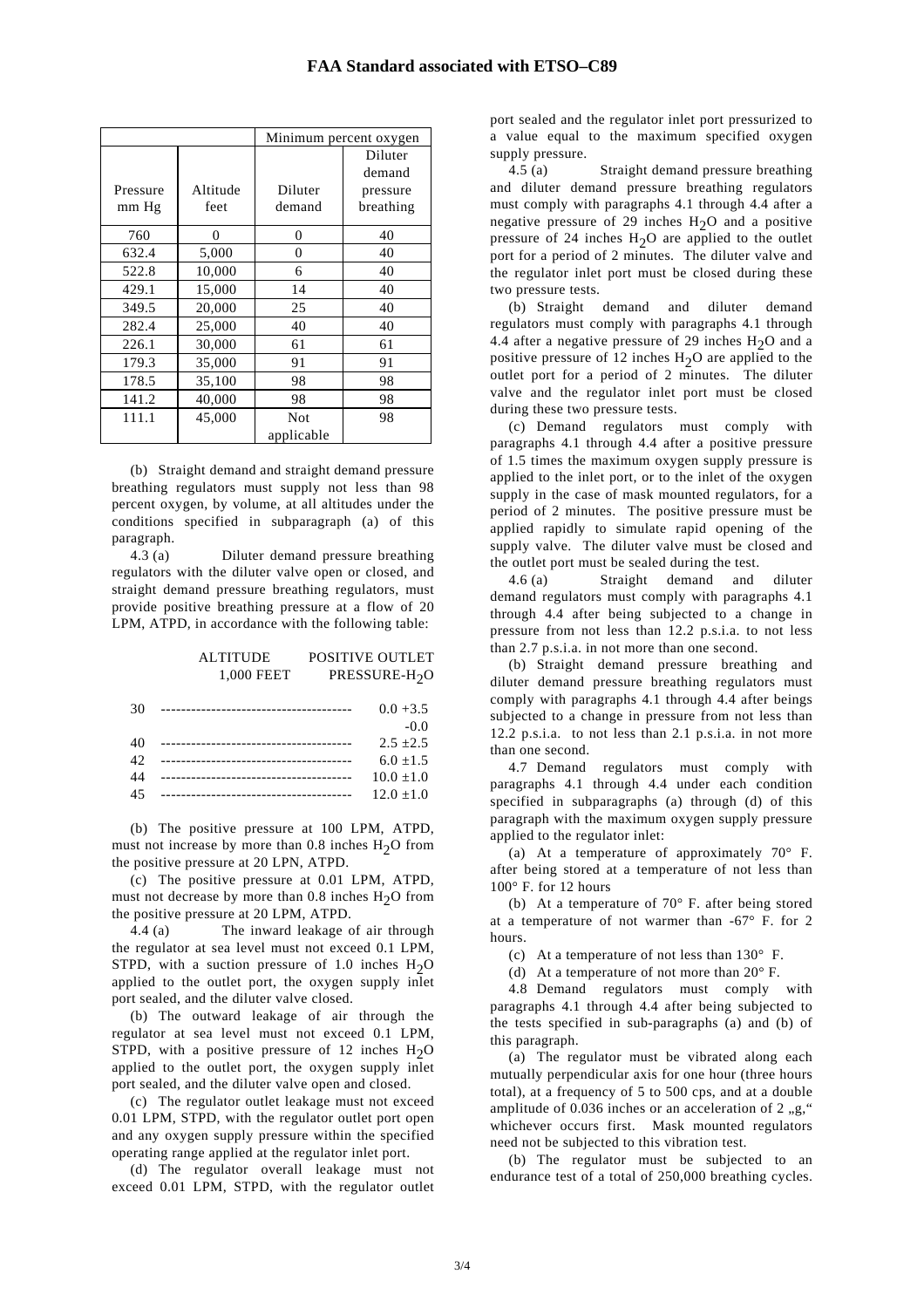| | | Minimum percent oxygen | |
|---|---|---|---|
| Pressure mm Hg | Altitude feet | Diluter demand | Diluter demand pressure breathing |
| 760 | 0 | 0 | 40 |
| 632.4 | 5,000 | 0 | 40 |
| 522.8 | 10,000 | 6 | 40 |
| 429.1 | 15,000 | 14 | 40 |
| 349.5 | 20,000 | 25 | 40 |
| 282.4 | 25,000 | 40 | 40 |
| 226.1 | 30,000 | 61 | 61 |
| 179.3 | 35,000 | 91 | 91 |
| 178.5 | 35,100 | 98 | 98 |
| 141.2 | 40,000 | 98 | 98 |
| 111.1 | 45,000 | Not applicable | 98 |

(b) Straight demand and straight demand pressure breathing regulators must supply not less than 98 percent oxygen, by volume, at all altitudes under the conditions specified in subparagraph (a) of this paragraph.

4.3 (a) Diluter demand pressure breathing regulators with the diluter valve open or closed, and straight demand pressure breathing regulators, must provide positive breathing pressure at a flow of 20 LPM, ATPD, in accordance with the following table:

| ALTITUDE 1,000 FEET | POSITIVE OUTLET PRESSURE-$H_2O$ |
|---|---|
| 30 | $0.0 +3.5 -0.0$ |
| 40 | $2.5 \pm 2.5$ |
| 42 | $6.0 \pm 1.5$ |
| 44 | $10.0 \pm 1.0$ |
| 45 | $12.0 \pm 1.0$ |

(b) The positive pressure at 100 LPM, ATPD, must not increase by more than 0.8 inches $H_2O$ from the positive pressure at 20 LPN, ATPD.

(c) The positive pressure at 0.01 LPM, ATPD, must not decrease by more than 0.8 inches $H_2O$ from the positive pressure at 20 LPM, ATPD.

4.4 (a) The inward leakage of air through the regulator at sea level must not exceed 0.1 LPM, STPD, with a suction pressure of 1.0 inches $H_2O$ applied to the outlet port, the oxygen supply inlet port sealed, and the diluter valve closed.

(b) The outward leakage of air through the regulator at sea level must not exceed 0.1 LPM, STPD, with a positive pressure of 12 inches $H_2O$ applied to the outlet port, the oxygen supply inlet port sealed, and the diluter valve open and closed.

(c) The regulator outlet leakage must not exceed 0.01 LPM, STPD, with the regulator outlet port open and any oxygen supply pressure within the specified operating range applied at the regulator inlet port.

(d) The regulator overall leakage must not exceed 0.01 LPM, STPD, with the regulator outlet port sealed and the regulator inlet port pressurized to a value equal to the maximum specified oxygen supply pressure.

4.5 (a) Straight demand pressure breathing and diluter demand pressure breathing regulators must comply with paragraphs 4.1 through 4.4 after a negative pressure of 29 inches $H_2O$ and a positive pressure of 24 inches $H_2O$ are applied to the outlet port for a period of 2 minutes. The diluter valve and the regulator inlet port must be closed during these two pressure tests.

(b) Straight demand and diluter demand regulators must comply with paragraphs 4.1 through 4.4 after a negative pressure of 29 inches $H_2O$ and a positive pressure of 12 inches $H_2O$ are applied to the outlet port for a period of 2 minutes. The diluter valve and the regulator inlet port must be closed during these two pressure tests.

(c) Demand regulators must comply with paragraphs 4.1 through 4.4 after a positive pressure of 1.5 times the maximum oxygen supply pressure is applied to the inlet port, or to the inlet of the oxygen supply in the case of mask mounted regulators, for a period of 2 minutes. The positive pressure must be applied rapidly to simulate rapid opening of the supply valve. The diluter valve must be closed and the outlet port must be sealed during the test.

4.6 (a) Straight demand and diluter demand regulators must comply with paragraphs 4.1 through 4.4 after being subjected to a change in pressure from not less than 12.2 p.s.i.a. to not less than 2.7 p.s.i.a. in not more than one second.

(b) Straight demand pressure breathing and diluter demand pressure breathing regulators must comply with paragraphs 4.1 through 4.4 after beings subjected to a change in pressure from not less than 12.2 p.s.i.a. to not less than 2.1 p.s.i.a. in not more than one second.

4.7 Demand regulators must comply with paragraphs 4.1 through 4.4 under each condition specified in subparagraphs (a) through (d) of this paragraph with the maximum oxygen supply pressure applied to the regulator inlet:

(a) At a temperature of approximately 70° F. after being stored at a temperature of not less than 100° F. for 12 hours

(b) At a temperature of 70° F. after being stored at a temperature of not warmer than -67° F. for 2 hours.

(c) At a temperature of not less than 130° F.

(d) At a temperature of not more than 20° F.

4.8 Demand regulators must comply with paragraphs 4.1 through 4.4 after being subjected to the tests specified in sub-paragraphs (a) and (b) of this paragraph.

(a) The regulator must be vibrated along each mutually perpendicular axis for one hour (three hours total), at a frequency of 5 to 500 cps, and at a double amplitude of 0.036 inches or an acceleration of 2 „g," whichever occurs first. Mask mounted regulators need not be subjected to this vibration test.

(b) The regulator must be subjected to an endurance test of a total of 250,000 breathing cycles.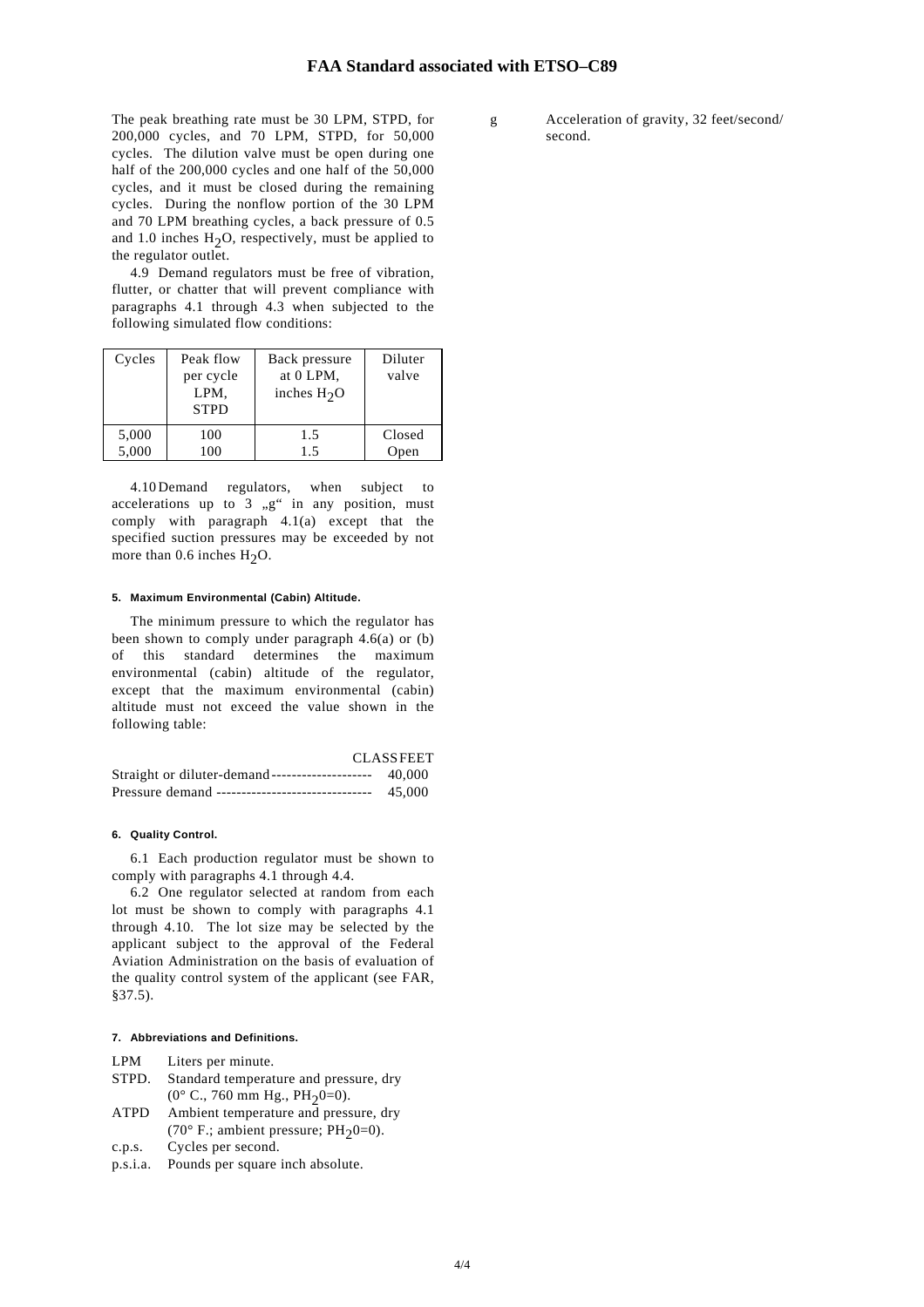The peak breathing rate must be 30 LPM, STPD, for 200,000 cycles, and 70 LPM, STPD, for 50,000 cycles. The dilution valve must be open during one half of the 200,000 cycles and one half of the 50,000 cycles, and it must be closed during the remaining cycles. During the nonflow portion of the 30 LPM and 70 LPM breathing cycles, a back pressure of 0.5 and 1.0 inches $H_2O$, respectively, must be applied to the regulator outlet.

4.9 Demand regulators must be free of vibration, flutter, or chatter that will prevent compliance with paragraphs 4.1 through 4.3 when subjected to the following simulated flow conditions:

| Cycles | Peak flow per cycle LPM, STPD | Back pressure at 0 LPM, inches $H_2O$ | Diluter valve |
|---|---|---|---|
| 5,000 | 100 | 1.5 | Closed |
| 5,000 | 100 | 1.5 | Open |

4.10 Demand regulators, when subject to accelerations up to 3 „g“ in any position, must comply with paragraph 4.1(a) except that the specified suction pressures may be exceeded by not more than 0.6 inches $H_2O$.

#### 5. Maximum Environmental (Cabin) Altitude.

The minimum pressure to which the regulator has been shown to comply under paragraph 4.6(a) or (b) of this standard determines the maximum environmental (cabin) altitude of the regulator, except that the maximum environmental (cabin) altitude must not exceed the value shown in the following table:

| CLASS | FEET |
|---|---|
| Straight or diluter-demand | 40,000 |
| Pressure demand | 45,000 |

#### 6. Quality Control.

6.1 Each production regulator must be shown to comply with paragraphs 4.1 through 4.4.

6.2 One regulator selected at random from each lot must be shown to comply with paragraphs 4.1 through 4.10. The lot size may be selected by the applicant subject to the approval of the Federal Aviation Administration on the basis of evaluation of the quality control system of the applicant (see FAR, §37.5).

#### 7. Abbreviations and Definitions.

- LPM Liters per minute.
- STPD. Standard temperature and pressure, dry (0° C., 760 mm Hg., $PH_20=0$).
- ATPD Ambient temperature and pressure, dry (70° F.; ambient pressure; $PH_20=0$).
- c.p.s. Cycles per second.
- p.s.i.a. Pounds per square inch absolute.
- g Acceleration of gravity, 32 feet/second/second.